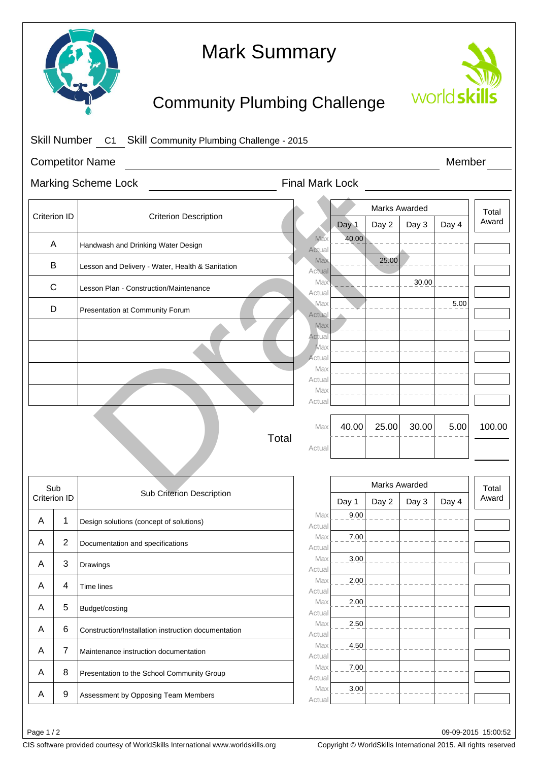# Mark Summary

## Community Plumbing Challenge

Skill Number C1 Skill Community Plumbing Challenge - 2015

Competitor Name ______ Member ______

Marking Scheme Lock ______ Final Mark Lock ______

| Criterion ID | Criterion Description | | Marks Awarded | | | | Total Award |
|---|---|---|---|---|---|---|---|
| | | | Day 1 | Day 2 | Day 3 | Day 4 | |
| A | Handwash and Drinking Water Design | Max | 40.00 | | | | |
| | | Actual | | | | | |
| B | Lesson and Delivery - Water, Health & Sanitation | Max | | 25.00 | | | |
| | | Actual | | | | | |
| C | Lesson Plan - Construction/Maintenance | Max | | | 30.00 | | |
| | | Actual | | | | | |
| D | Presentation at Community Forum | Max | | | | 5.00 | |
| | | Actual | | | | | |
| | | Max | | | | | |
| | | Actual | | | | | |
| | | Max | | | | | |
| | | Actual | | | | | |
| | | Max | | | | | |
| | | Actual | | | | | |
| | | Max | | | | | |
| | | Actual | | | | | |
| | Total | Max | 40.00 | 25.00 | 30.00 | 5.00 | 100.00 |
| | | Actual | | | | | |

| Sub Criterion ID | | Sub Criterion Description | | Marks Awarded | | | | Total Award |
|---|---|---|---|---|---|---|---|---|
| | | | | Day 1 | Day 2 | Day 3 | Day 4 | |
| A | 1 | Design solutions (concept of solutions) | Max | 9.00 | | | | |
| | | | Actual | | | | | |
| A | 2 | Documentation and specifications | Max | 7.00 | | | | |
| | | | Actual | | | | | |
| A | 3 | Drawings | Max | 3.00 | | | | |
| | | | Actual | | | | | |
| A | 4 | Time lines | Max | 2.00 | | | | |
| | | | Actual | | | | | |
| A | 5 | Budget/costing | Max | 2.00 | | | | |
| | | | Actual | | | | | |
| A | 6 | Construction/Installation instruction documentation | Max | 2.50 | | | | |
| | | | Actual | | | | | |
| A | 7 | Maintenance instruction documentation | Max | 4.50 | | | | |
| | | | Actual | | | | | |
| A | 8 | Presentation to the School Community Group | Max | 7.00 | | | | |
| | | | Actual | | | | | |
| A | 9 | Assessment by Opposing Team Members | Max | 3.00 | | | | |
| | | | Actual | | | | | |

09-09-2015 15:00:52

CIS software provided courtesy of WorldSkills International www.worldskills.org

Copyright © WorldSkills International 2015. All rights reserved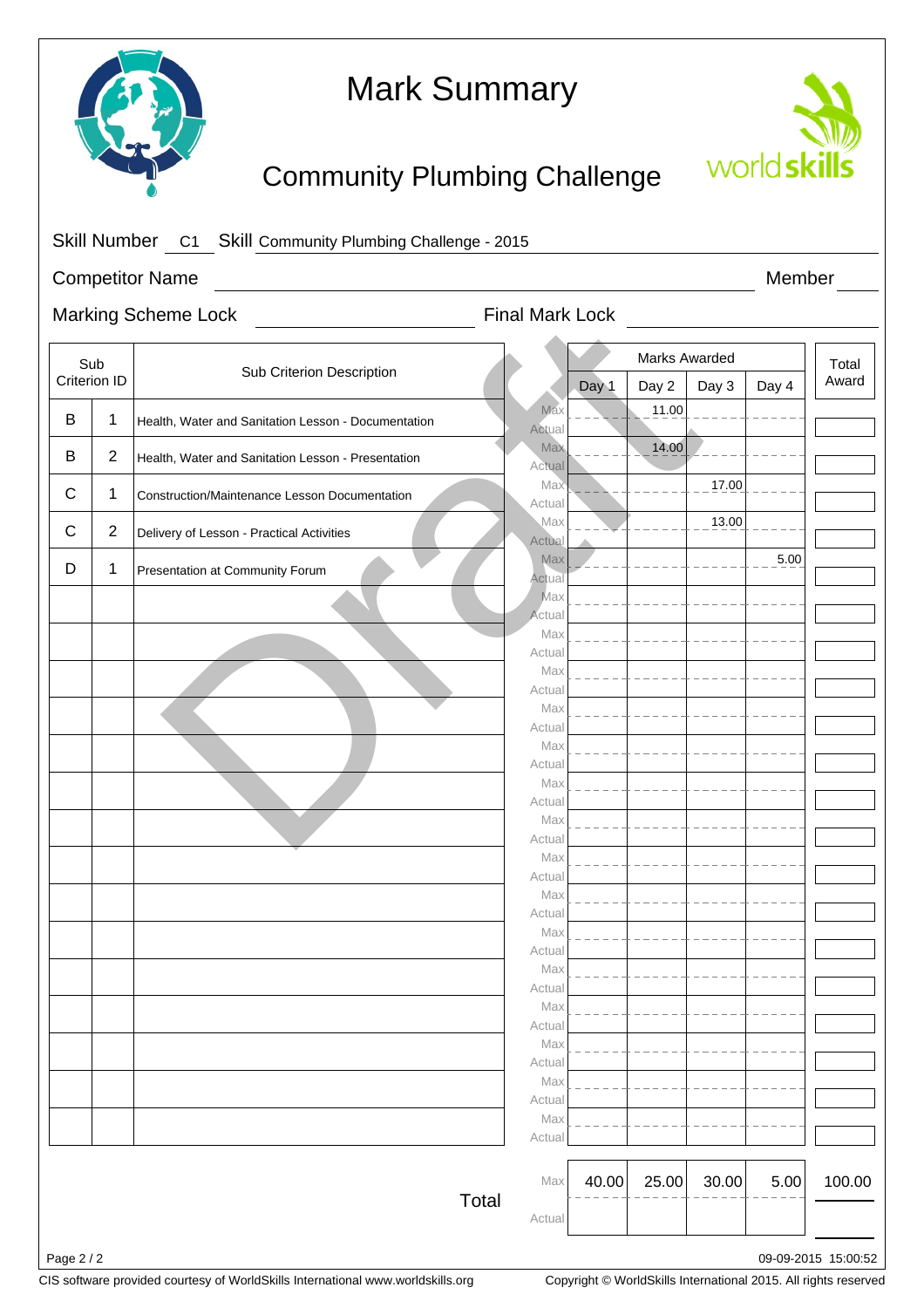# Mark Summary

## Community Plumbing Challenge

Skill Number C1 Skill Community Plumbing Challenge - 2015

Competitor Name Member

Marking Scheme Lock Final Mark Lock

| Sub Criterion ID | | Sub Criterion Description | | Day 1 | Day 2 | Day 3 | Day 4 | Total Award |
|---|---|---|---|---|---|---|---|---|
| B | 1 | Health, Water and Sanitation Lesson - Documentation | Max | | 11.00 | | | |
| | | | Actual | | | | | |
| B | 2 | Health, Water and Sanitation Lesson - Presentation | Max | | 14.00 | | | |
| | | | Actual | | | | | |
| C | 1 | Construction/Maintenance Lesson Documentation | Max | | | 17.00 | | |
| | | | Actual | | | | | |
| C | 2 | Delivery of Lesson - Practical Activities | Max | | | 13.00 | | |
| | | | Actual | | | | | |
| D | 1 | Presentation at Community Forum | Max | | | | 5.00 | |
| | | | Actual | | | | | |
| | | Total | Max | 40.00 | 25.00 | 30.00 | 5.00 | 100.00 |
| | | | Actual | | | | | |

Draft

09-09-2015 15:00:52

CIS software provided courtesy of WorldSkills International www.worldskills.org

Copyright © WorldSkills International 2015. All rights reserved